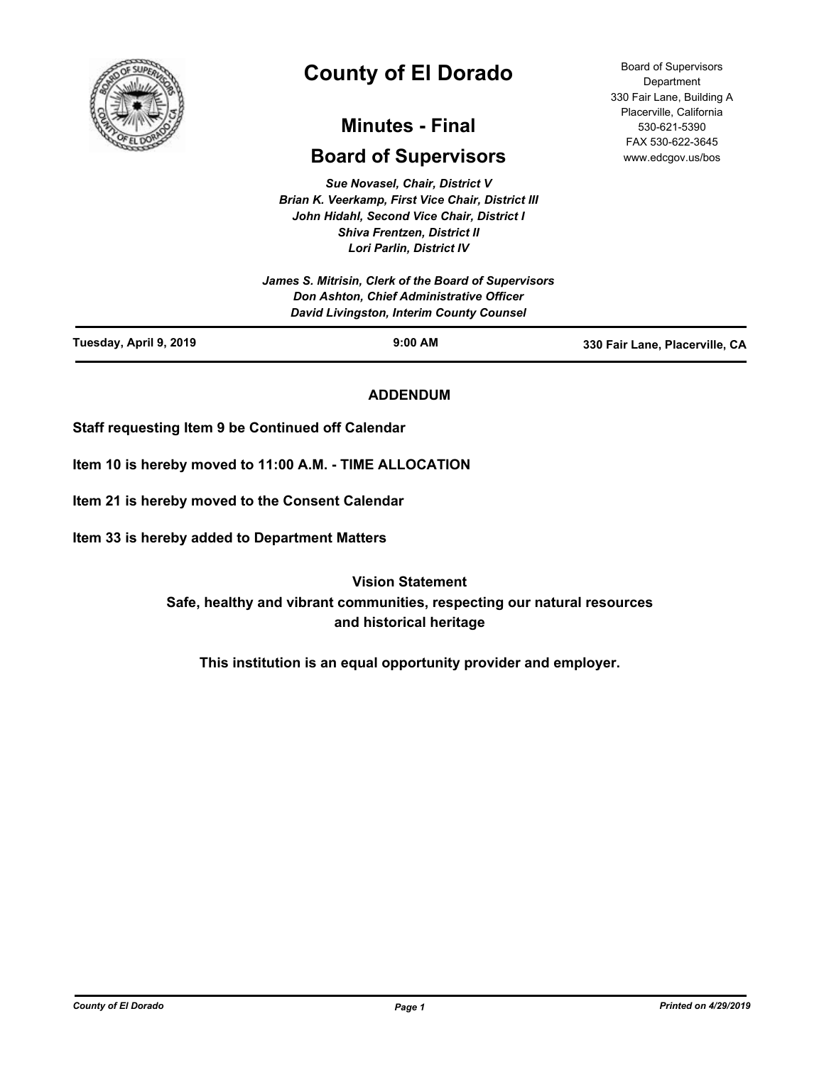# County of El Dorado

## Minutes - Final

## Board of Supervisors

Board of Supervisors Department
330 Fair Lane, Building A
Placerville, California
530-621-5390
FAX 530-622-3645
www.edcgov.us/bos

*Sue Novasel, Chair, District V*
*Brian K. Veerkamp, First Vice Chair, District III*
*John Hidahl, Second Vice Chair, District I*
*Shiva Frentzen, District II*
*Lori Parlin, District IV*

*James S. Mitrisin, Clerk of the Board of Supervisors*
*Don Ashton, Chief Administrative Officer*
*David Livingston, Interim County Counsel*

**Tuesday, April 9, 2019** | **9:00 AM** | **330 Fair Lane, Placerville, CA**

**ADDENDUM**

**Staff requesting Item 9 be Continued off Calendar**

**Item 10 is hereby moved to 11:00 A.M. - TIME ALLOCATION**

**Item 21 is hereby moved to the Consent Calendar**

**Item 33 is hereby added to Department Matters**

**Vision Statement**

**Safe, healthy and vibrant communities, respecting our natural resources and historical heritage**

**This institution is an equal opportunity provider and employer.**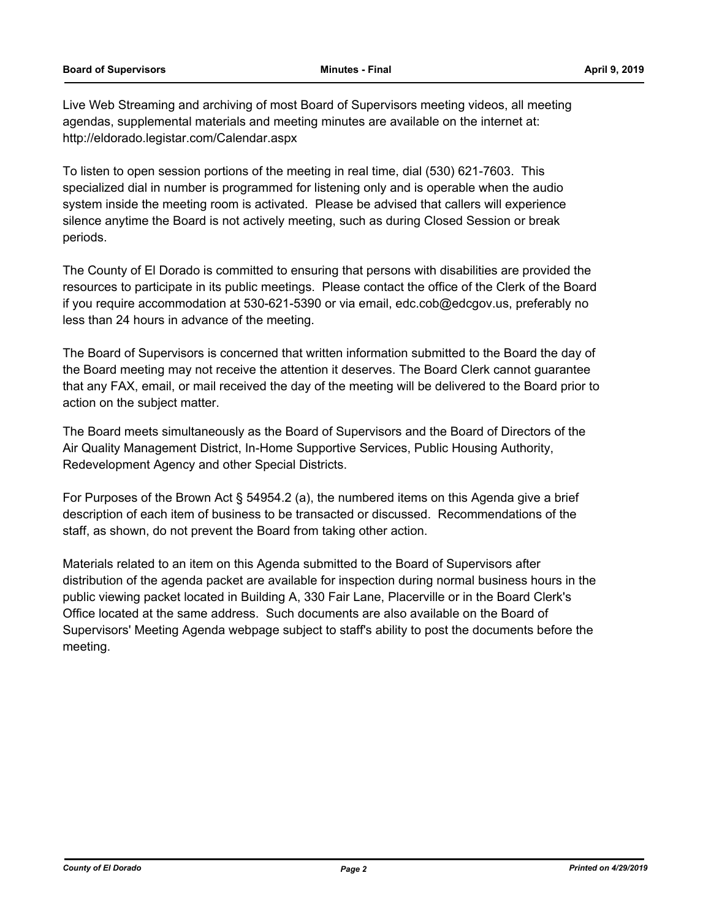Live Web Streaming and archiving of most Board of Supervisors meeting videos, all meeting agendas, supplemental materials and meeting minutes are available on the internet at: http://eldorado.legistar.com/Calendar.aspx

To listen to open session portions of the meeting in real time, dial (530) 621-7603. This specialized dial in number is programmed for listening only and is operable when the audio system inside the meeting room is activated. Please be advised that callers will experience silence anytime the Board is not actively meeting, such as during Closed Session or break periods.

The County of El Dorado is committed to ensuring that persons with disabilities are provided the resources to participate in its public meetings. Please contact the office of the Clerk of the Board if you require accommodation at 530-621-5390 or via email, edc.cob@edcgov.us, preferably no less than 24 hours in advance of the meeting.

The Board of Supervisors is concerned that written information submitted to the Board the day of the Board meeting may not receive the attention it deserves. The Board Clerk cannot guarantee that any FAX, email, or mail received the day of the meeting will be delivered to the Board prior to action on the subject matter.

The Board meets simultaneously as the Board of Supervisors and the Board of Directors of the Air Quality Management District, In-Home Supportive Services, Public Housing Authority, Redevelopment Agency and other Special Districts.

For Purposes of the Brown Act § 54954.2 (a), the numbered items on this Agenda give a brief description of each item of business to be transacted or discussed. Recommendations of the staff, as shown, do not prevent the Board from taking other action.

Materials related to an item on this Agenda submitted to the Board of Supervisors after distribution of the agenda packet are available for inspection during normal business hours in the public viewing packet located in Building A, 330 Fair Lane, Placerville or in the Board Clerk's Office located at the same address. Such documents are also available on the Board of Supervisors' Meeting Agenda webpage subject to staff's ability to post the documents before the meeting.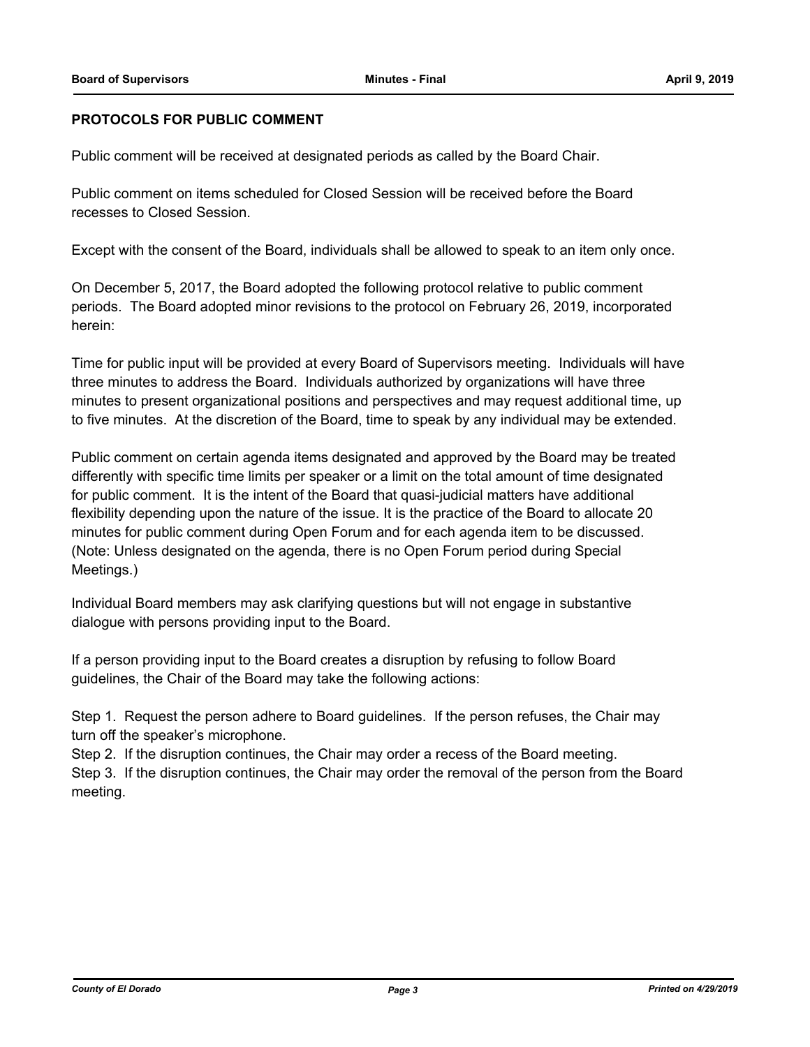## PROTOCOLS FOR PUBLIC COMMENT

Public comment will be received at designated periods as called by the Board Chair.

Public comment on items scheduled for Closed Session will be received before the Board recesses to Closed Session.

Except with the consent of the Board, individuals shall be allowed to speak to an item only once.

On December 5, 2017, the Board adopted the following protocol relative to public comment periods. The Board adopted minor revisions to the protocol on February 26, 2019, incorporated herein:

Time for public input will be provided at every Board of Supervisors meeting. Individuals will have three minutes to address the Board. Individuals authorized by organizations will have three minutes to present organizational positions and perspectives and may request additional time, up to five minutes. At the discretion of the Board, time to speak by any individual may be extended.

Public comment on certain agenda items designated and approved by the Board may be treated differently with specific time limits per speaker or a limit on the total amount of time designated for public comment. It is the intent of the Board that quasi-judicial matters have additional flexibility depending upon the nature of the issue. It is the practice of the Board to allocate 20 minutes for public comment during Open Forum and for each agenda item to be discussed. (Note: Unless designated on the agenda, there is no Open Forum period during Special Meetings.)

Individual Board members may ask clarifying questions but will not engage in substantive dialogue with persons providing input to the Board.

If a person providing input to the Board creates a disruption by refusing to follow Board guidelines, the Chair of the Board may take the following actions:

Step 1. Request the person adhere to Board guidelines. If the person refuses, the Chair may turn off the speaker's microphone.
Step 2. If the disruption continues, the Chair may order a recess of the Board meeting.
Step 3. If the disruption continues, the Chair may order the removal of the person from the Board meeting.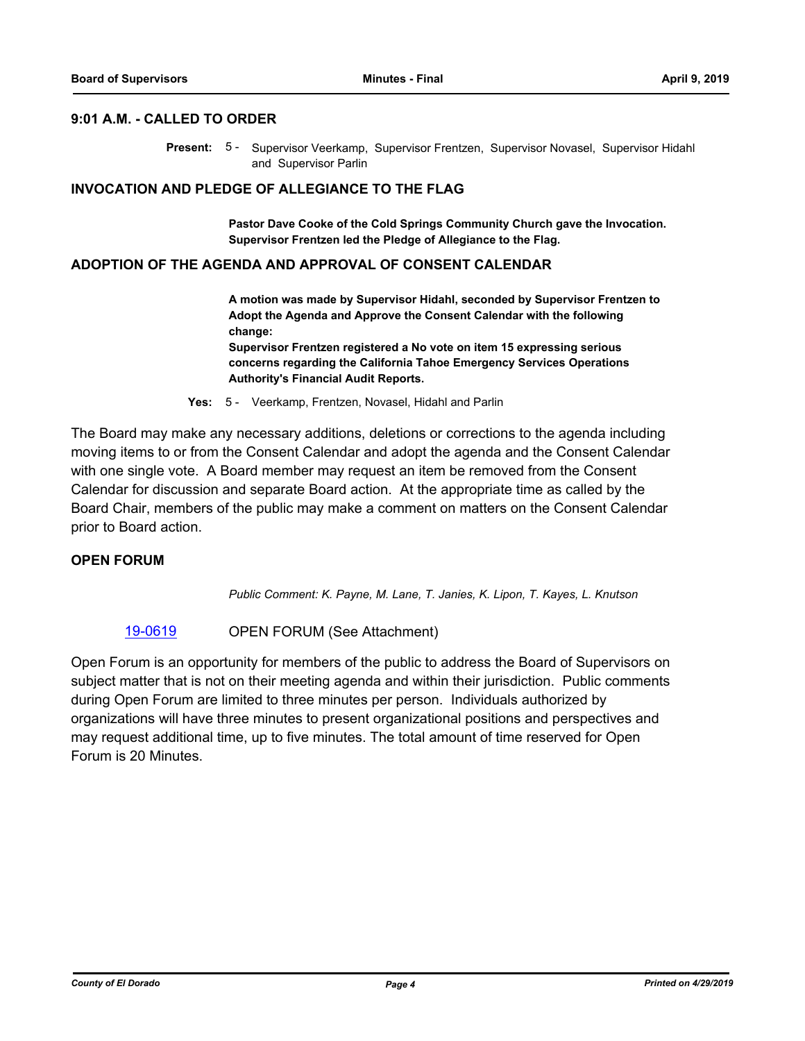## 9:01 A.M. - CALLED TO ORDER

**Present:** 5 - Supervisor Veerkamp, Supervisor Frentzen, Supervisor Novasel, Supervisor Hidahl and Supervisor Parlin

## INVOCATION AND PLEDGE OF ALLEGIANCE TO THE FLAG

**Pastor Dave Cooke of the Cold Springs Community Church gave the Invocation. Supervisor Frentzen led the Pledge of Allegiance to the Flag.**

## ADOPTION OF THE AGENDA AND APPROVAL OF CONSENT CALENDAR

**A motion was made by Supervisor Hidahl, seconded by Supervisor Frentzen to Adopt the Agenda and Approve the Consent Calendar with the following change:**
**Supervisor Frentzen registered a No vote on item 15 expressing serious concerns regarding the California Tahoe Emergency Services Operations Authority's Financial Audit Reports.**

**Yes:** 5 - Veerkamp, Frentzen, Novasel, Hidahl and Parlin

The Board may make any necessary additions, deletions or corrections to the agenda including moving items to or from the Consent Calendar and adopt the agenda and the Consent Calendar with one single vote. A Board member may request an item be removed from the Consent Calendar for discussion and separate Board action. At the appropriate time as called by the Board Chair, members of the public may make a comment on matters on the Consent Calendar prior to Board action.

## OPEN FORUM

*Public Comment: K. Payne, M. Lane, T. Janies, K. Lipon, T. Kayes, L. Knutson*

19-0619 OPEN FORUM (See Attachment)

Open Forum is an opportunity for members of the public to address the Board of Supervisors on subject matter that is not on their meeting agenda and within their jurisdiction. Public comments during Open Forum are limited to three minutes per person. Individuals authorized by organizations will have three minutes to present organizational positions and perspectives and may request additional time, up to five minutes. The total amount of time reserved for Open Forum is 20 Minutes.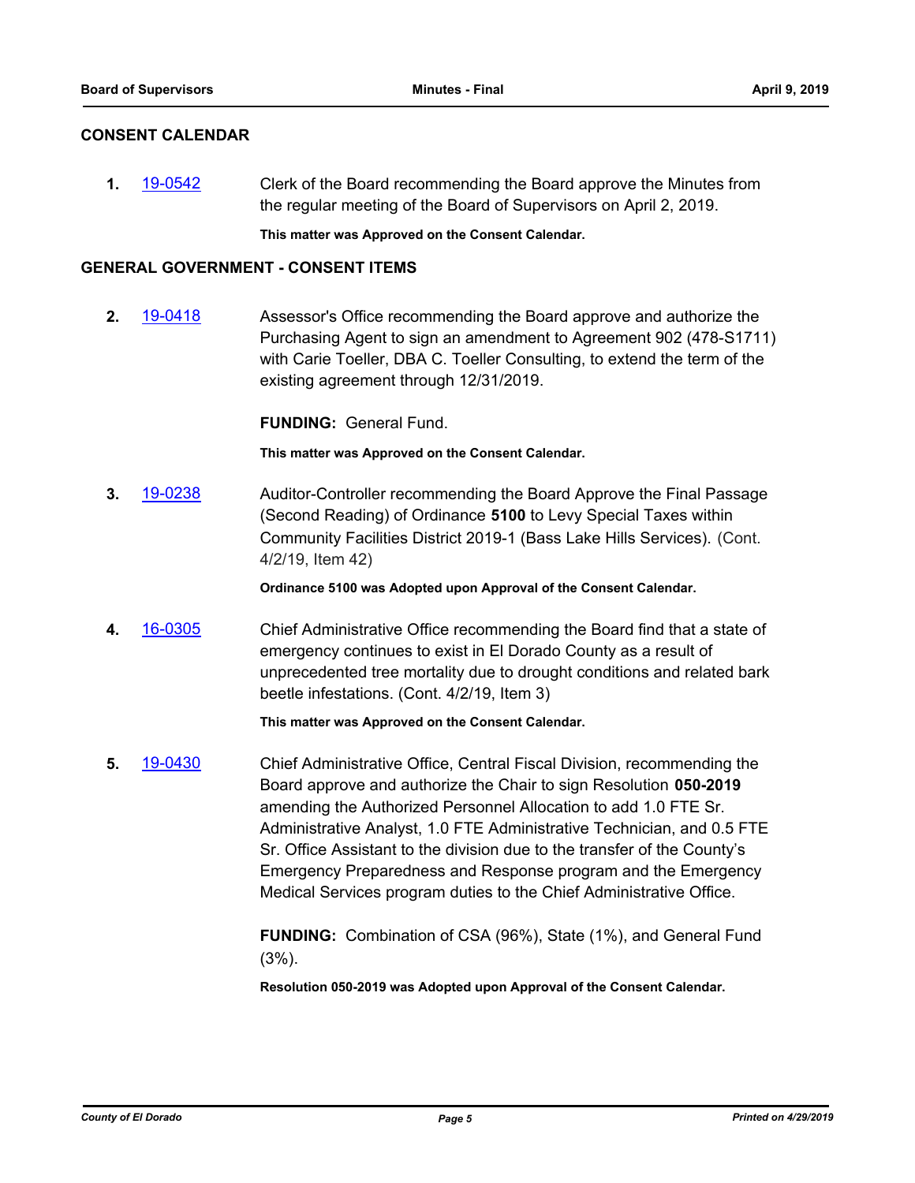## CONSENT CALENDAR

**1.** [19-0542](19-0542) Clerk of the Board recommending the Board approve the Minutes from the regular meeting of the Board of Supervisors on April 2, 2019.

**This matter was Approved on the Consent Calendar.**

## GENERAL GOVERNMENT - CONSENT ITEMS

**2.** [19-0418](19-0418) Assessor's Office recommending the Board approve and authorize the Purchasing Agent to sign an amendment to Agreement 902 (478-S1711) with Carie Toeller, DBA C. Toeller Consulting, to extend the term of the existing agreement through 12/31/2019.

**FUNDING:** General Fund.

**This matter was Approved on the Consent Calendar.**

**3.** [19-0238](19-0238) Auditor-Controller recommending the Board Approve the Final Passage (Second Reading) of Ordinance **5100** to Levy Special Taxes within Community Facilities District 2019-1 (Bass Lake Hills Services). (Cont. 4/2/19, Item 42)

**Ordinance 5100 was Adopted upon Approval of the Consent Calendar.**

**4.** [16-0305](16-0305) Chief Administrative Office recommending the Board find that a state of emergency continues to exist in El Dorado County as a result of unprecedented tree mortality due to drought conditions and related bark beetle infestations. (Cont. 4/2/19, Item 3)

**This matter was Approved on the Consent Calendar.**

**5.** [19-0430](19-0430) Chief Administrative Office, Central Fiscal Division, recommending the Board approve and authorize the Chair to sign Resolution **050-2019** amending the Authorized Personnel Allocation to add 1.0 FTE Sr. Administrative Analyst, 1.0 FTE Administrative Technician, and 0.5 FTE Sr. Office Assistant to the division due to the transfer of the County's Emergency Preparedness and Response program and the Emergency Medical Services program duties to the Chief Administrative Office.

**FUNDING:** Combination of CSA (96%), State (1%), and General Fund (3%).

**Resolution 050-2019 was Adopted upon Approval of the Consent Calendar.**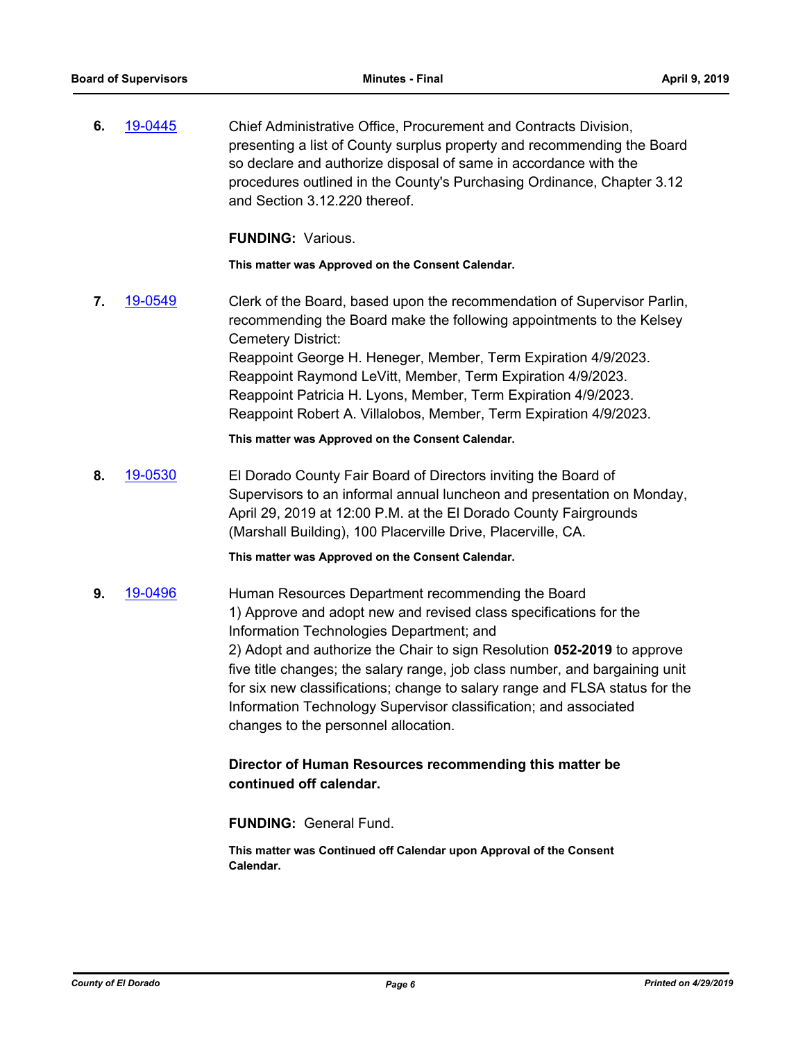**6.** [19-0445](#) Chief Administrative Office, Procurement and Contracts Division, presenting a list of County surplus property and recommending the Board so declare and authorize disposal of same in accordance with the procedures outlined in the County's Purchasing Ordinance, Chapter 3.12 and Section 3.12.220 thereof.

**FUNDING:** Various.

**This matter was Approved on the Consent Calendar.**

**7.** [19-0549](#) Clerk of the Board, based upon the recommendation of Supervisor Parlin, recommending the Board make the following appointments to the Kelsey Cemetery District:
Reappoint George H. Heneger, Member, Term Expiration 4/9/2023.
Reappoint Raymond LeVitt, Member, Term Expiration 4/9/2023.
Reappoint Patricia H. Lyons, Member, Term Expiration 4/9/2023.
Reappoint Robert A. Villalobos, Member, Term Expiration 4/9/2023.

**This matter was Approved on the Consent Calendar.**

**8.** [19-0530](#) El Dorado County Fair Board of Directors inviting the Board of Supervisors to an informal annual luncheon and presentation on Monday, April 29, 2019 at 12:00 P.M. at the El Dorado County Fairgrounds (Marshall Building), 100 Placerville Drive, Placerville, CA.

**This matter was Approved on the Consent Calendar.**

**9.** [19-0496](#) Human Resources Department recommending the Board
1) Approve and adopt new and revised class specifications for the Information Technologies Department; and
2) Adopt and authorize the Chair to sign Resolution **052-2019** to approve five title changes; the salary range, job class number, and bargaining unit for six new classifications; change to salary range and FLSA status for the Information Technology Supervisor classification; and associated changes to the personnel allocation.

**Director of Human Resources recommending this matter be continued off calendar.**

**FUNDING:** General Fund.

**This matter was Continued off Calendar upon Approval of the Consent Calendar.**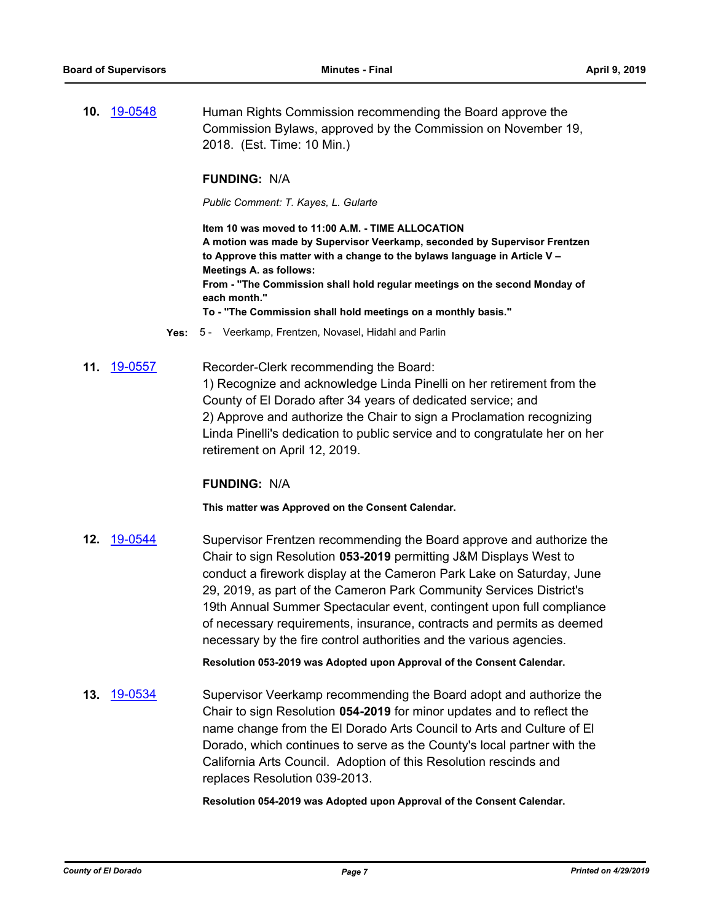**10.** 19-0548 Human Rights Commission recommending the Board approve the Commission Bylaws, approved by the Commission on November 19, 2018. (Est. Time: 10 Min.)

**FUNDING:** N/A

*Public Comment: T. Kayes, L. Gularte*

**Item 10 was moved to 11:00 A.M. - TIME ALLOCATION**
**A motion was made by Supervisor Veerkamp, seconded by Supervisor Frentzen to Approve this matter with a change to the bylaws language in Article V – Meetings A. as follows:**
**From - "The Commission shall hold regular meetings on the second Monday of each month."**
**To - "The Commission shall hold meetings on a monthly basis."**

**Yes:** 5 - Veerkamp, Frentzen, Novasel, Hidahl and Parlin

**11.** 19-0557 Recorder-Clerk recommending the Board:
1) Recognize and acknowledge Linda Pinelli on her retirement from the County of El Dorado after 34 years of dedicated service; and
2) Approve and authorize the Chair to sign a Proclamation recognizing Linda Pinelli's dedication to public service and to congratulate her on her retirement on April 12, 2019.

**FUNDING:** N/A

**This matter was Approved on the Consent Calendar.**

**12.** 19-0544 Supervisor Frentzen recommending the Board approve and authorize the Chair to sign Resolution **053-2019** permitting J&M Displays West to conduct a firework display at the Cameron Park Lake on Saturday, June 29, 2019, as part of the Cameron Park Community Services District's 19th Annual Summer Spectacular event, contingent upon full compliance of necessary requirements, insurance, contracts and permits as deemed necessary by the fire control authorities and the various agencies.

**Resolution 053-2019 was Adopted upon Approval of the Consent Calendar.**

**13.** 19-0534 Supervisor Veerkamp recommending the Board adopt and authorize the Chair to sign Resolution **054-2019** for minor updates and to reflect the name change from the El Dorado Arts Council to Arts and Culture of El Dorado, which continues to serve as the County's local partner with the California Arts Council. Adoption of this Resolution rescinds and replaces Resolution 039-2013.

**Resolution 054-2019 was Adopted upon Approval of the Consent Calendar.**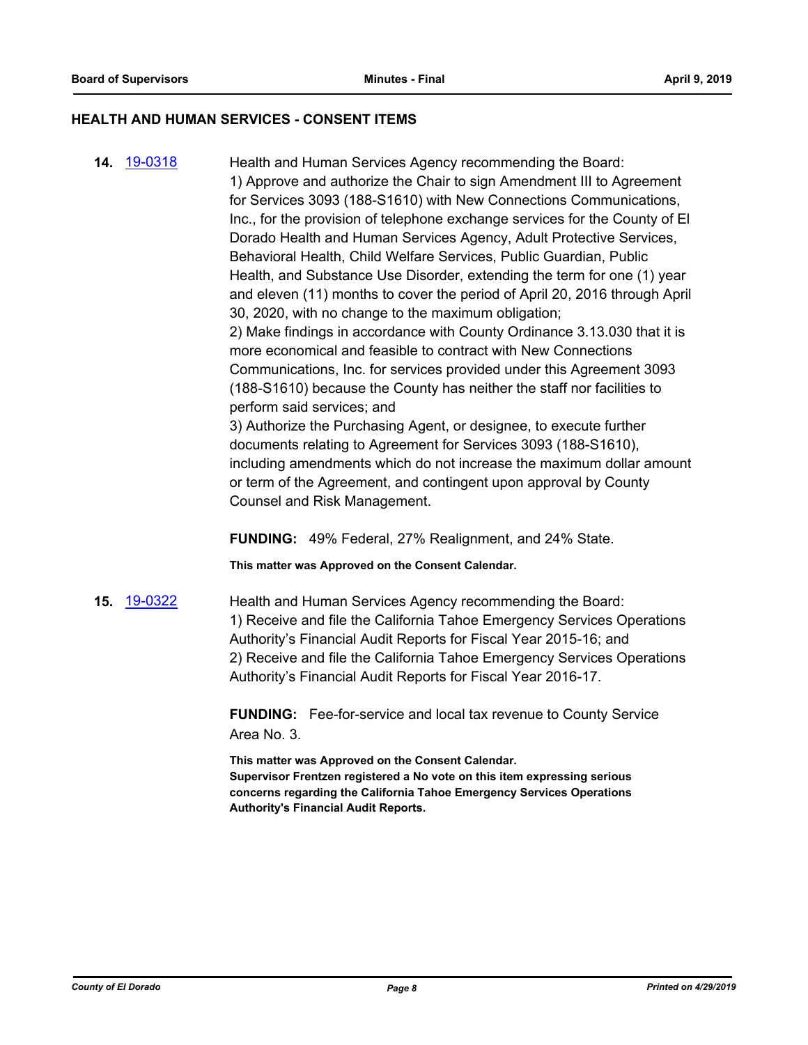## HEALTH AND HUMAN SERVICES - CONSENT ITEMS

**14.** 19-0318

Health and Human Services Agency recommending the Board:
1) Approve and authorize the Chair to sign Amendment III to Agreement for Services 3093 (188-S1610) with New Connections Communications, Inc., for the provision of telephone exchange services for the County of El Dorado Health and Human Services Agency, Adult Protective Services, Behavioral Health, Child Welfare Services, Public Guardian, Public Health, and Substance Use Disorder, extending the term for one (1) year and eleven (11) months to cover the period of April 20, 2016 through April 30, 2020, with no change to the maximum obligation;
2) Make findings in accordance with County Ordinance 3.13.030 that it is more economical and feasible to contract with New Connections Communications, Inc. for services provided under this Agreement 3093 (188-S1610) because the County has neither the staff nor facilities to perform said services; and
3) Authorize the Purchasing Agent, or designee, to execute further documents relating to Agreement for Services 3093 (188-S1610), including amendments which do not increase the maximum dollar amount or term of the Agreement, and contingent upon approval by County Counsel and Risk Management.

**FUNDING:** 49% Federal, 27% Realignment, and 24% State.

**This matter was Approved on the Consent Calendar.**

**15.** 19-0322

Health and Human Services Agency recommending the Board:
1) Receive and file the California Tahoe Emergency Services Operations Authority's Financial Audit Reports for Fiscal Year 2015-16; and
2) Receive and file the California Tahoe Emergency Services Operations Authority's Financial Audit Reports for Fiscal Year 2016-17.

**FUNDING:** Fee-for-service and local tax revenue to County Service Area No. 3.

**This matter was Approved on the Consent Calendar.**
**Supervisor Frentzen registered a No vote on this item expressing serious concerns regarding the California Tahoe Emergency Services Operations Authority's Financial Audit Reports.**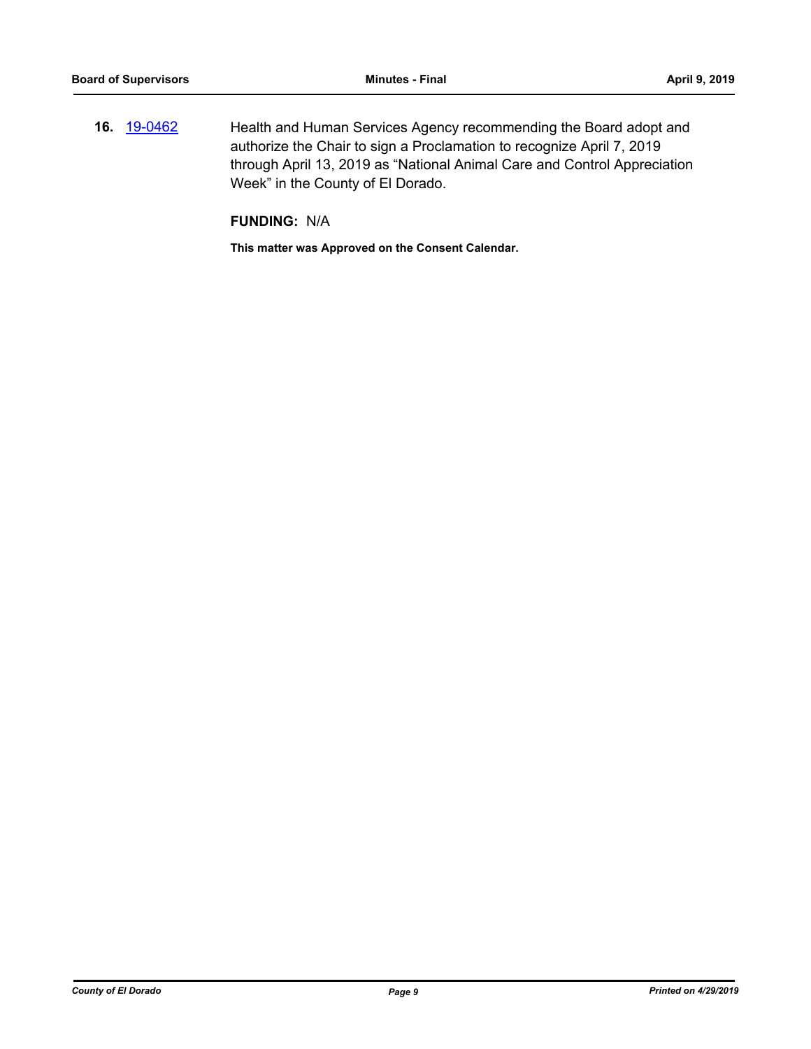**16.** [19-0462](19-0462) Health and Human Services Agency recommending the Board adopt and authorize the Chair to sign a Proclamation to recognize April 7, 2019 through April 13, 2019 as “National Animal Care and Control Appreciation Week” in the County of El Dorado.

**FUNDING:** N/A

**This matter was Approved on the Consent Calendar.**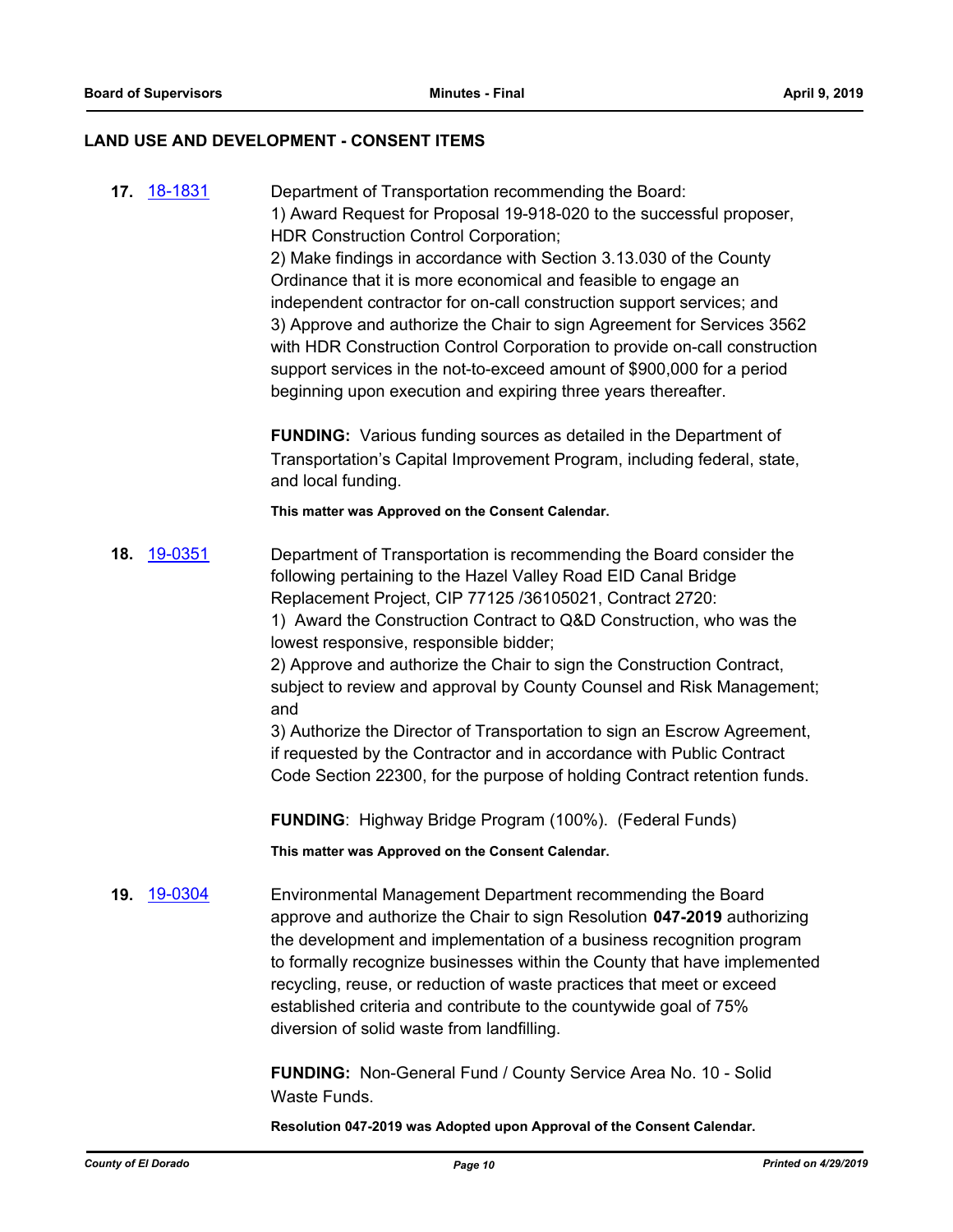## LAND USE AND DEVELOPMENT - CONSENT ITEMS

**17.** [18-1831](#)

Department of Transportation recommending the Board:
1) Award Request for Proposal 19-918-020 to the successful proposer, HDR Construction Control Corporation;
2) Make findings in accordance with Section 3.13.030 of the County Ordinance that it is more economical and feasible to engage an independent contractor for on-call construction support services; and
3) Approve and authorize the Chair to sign Agreement for Services 3562 with HDR Construction Control Corporation to provide on-call construction support services in the not-to-exceed amount of $900,000 for a period beginning upon execution and expiring three years thereafter.

**FUNDING:** Various funding sources as detailed in the Department of Transportation's Capital Improvement Program, including federal, state, and local funding.

**This matter was Approved on the Consent Calendar.**

**18.** [19-0351](#)

Department of Transportation is recommending the Board consider the following pertaining to the Hazel Valley Road EID Canal Bridge Replacement Project, CIP 77125 /36105021, Contract 2720:
1) Award the Construction Contract to Q&D Construction, who was the lowest responsive, responsible bidder;
2) Approve and authorize the Chair to sign the Construction Contract, subject to review and approval by County Counsel and Risk Management; and
3) Authorize the Director of Transportation to sign an Escrow Agreement, if requested by the Contractor and in accordance with Public Contract Code Section 22300, for the purpose of holding Contract retention funds.

**FUNDING**: Highway Bridge Program (100%). (Federal Funds)

**This matter was Approved on the Consent Calendar.**

**19.** [19-0304](#)

Environmental Management Department recommending the Board approve and authorize the Chair to sign Resolution **047-2019** authorizing the development and implementation of a business recognition program to formally recognize businesses within the County that have implemented recycling, reuse, or reduction of waste practices that meet or exceed established criteria and contribute to the countywide goal of 75% diversion of solid waste from landfilling.

**FUNDING:** Non-General Fund / County Service Area No. 10 - Solid Waste Funds.

**Resolution 047-2019 was Adopted upon Approval of the Consent Calendar.**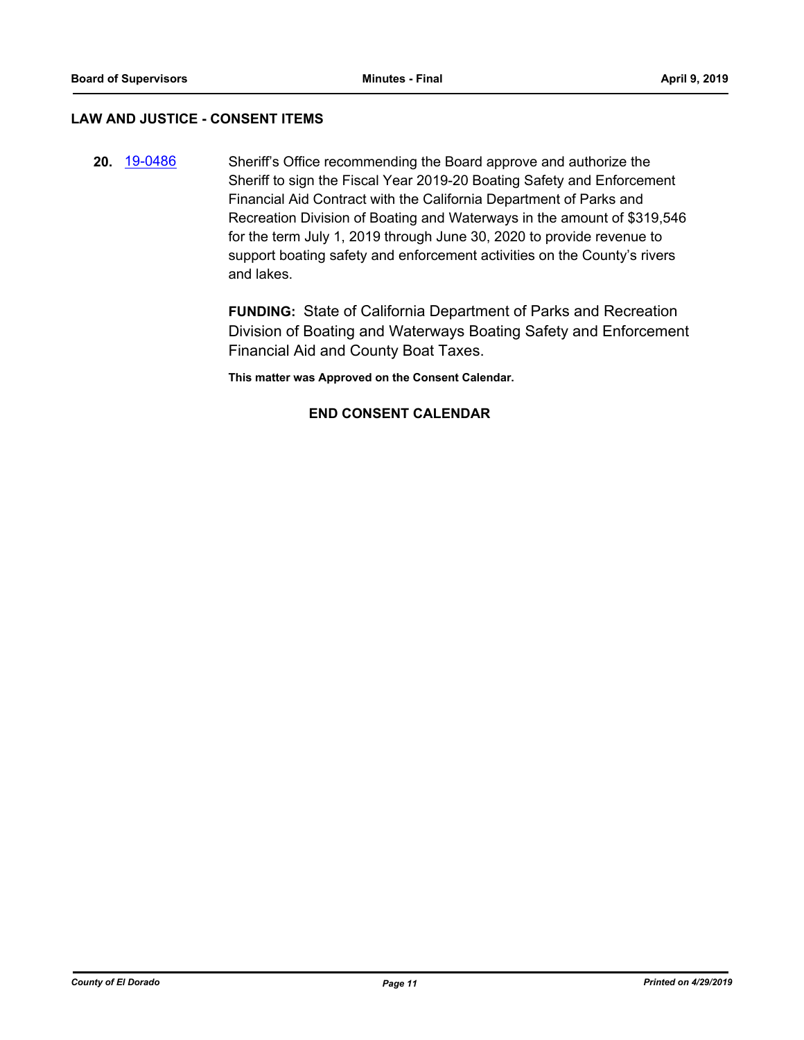## LAW AND JUSTICE - CONSENT ITEMS

**20.** [19-0486](19-0486)

Sheriff's Office recommending the Board approve and authorize the Sheriff to sign the Fiscal Year 2019-20 Boating Safety and Enforcement Financial Aid Contract with the California Department of Parks and Recreation Division of Boating and Waterways in the amount of $319,546 for the term July 1, 2019 through June 30, 2020 to provide revenue to support boating safety and enforcement activities on the County's rivers and lakes.

**FUNDING:** State of California Department of Parks and Recreation Division of Boating and Waterways Boating Safety and Enforcement Financial Aid and County Boat Taxes.

**This matter was Approved on the Consent Calendar.**

**END CONSENT CALENDAR**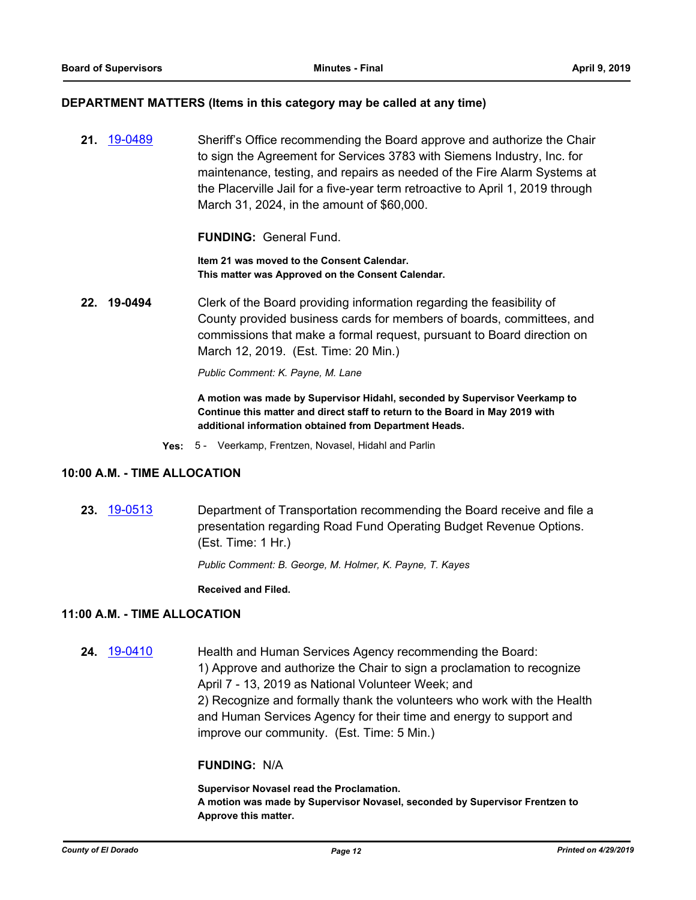## DEPARTMENT MATTERS (Items in this category may be called at any time)

**21.** 19-0489 Sheriff's Office recommending the Board approve and authorize the Chair to sign the Agreement for Services 3783 with Siemens Industry, Inc. for maintenance, testing, and repairs as needed of the Fire Alarm Systems at the Placerville Jail for a five-year term retroactive to April 1, 2019 through March 31, 2024, in the amount of $60,000.

**FUNDING:** General Fund.

**Item 21 was moved to the Consent Calendar.**
**This matter was Approved on the Consent Calendar.**

**22. 19-0494** Clerk of the Board providing information regarding the feasibility of County provided business cards for members of boards, committees, and commissions that make a formal request, pursuant to Board direction on March 12, 2019. (Est. Time: 20 Min.)

*Public Comment: K. Payne, M. Lane*

**A motion was made by Supervisor Hidahl, seconded by Supervisor Veerkamp to Continue this matter and direct staff to return to the Board in May 2019 with additional information obtained from Department Heads.**

**Yes:** 5 - Veerkamp, Frentzen, Novasel, Hidahl and Parlin

## 10:00 A.M. - TIME ALLOCATION

**23.** 19-0513 Department of Transportation recommending the Board receive and file a presentation regarding Road Fund Operating Budget Revenue Options. (Est. Time: 1 Hr.)

*Public Comment: B. George, M. Holmer, K. Payne, T. Kayes*

**Received and Filed.**

## 11:00 A.M. - TIME ALLOCATION

**24.** 19-0410 Health and Human Services Agency recommending the Board:
1) Approve and authorize the Chair to sign a proclamation to recognize April 7 - 13, 2019 as National Volunteer Week; and
2) Recognize and formally thank the volunteers who work with the Health and Human Services Agency for their time and energy to support and improve our community. (Est. Time: 5 Min.)

**FUNDING:** N/A

**Supervisor Novasel read the Proclamation.**
**A motion was made by Supervisor Novasel, seconded by Supervisor Frentzen to Approve this matter.**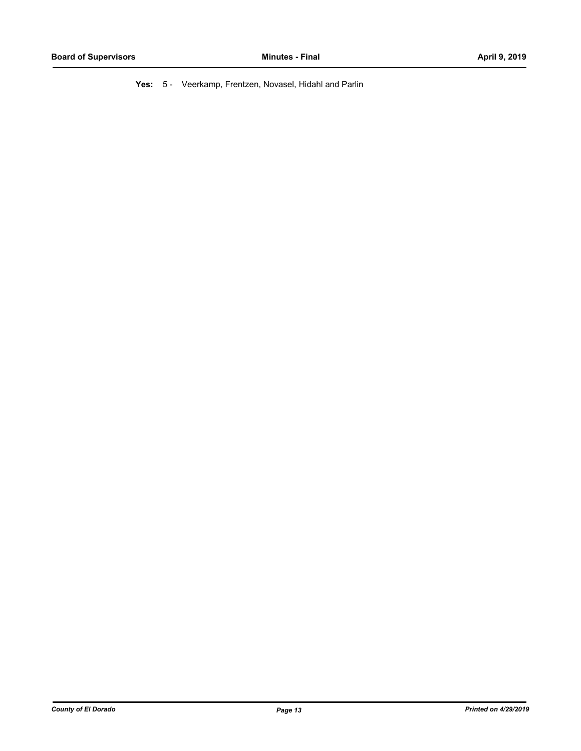**Yes:** 5 - Veerkamp, Frentzen, Novasel, Hidahl and Parlin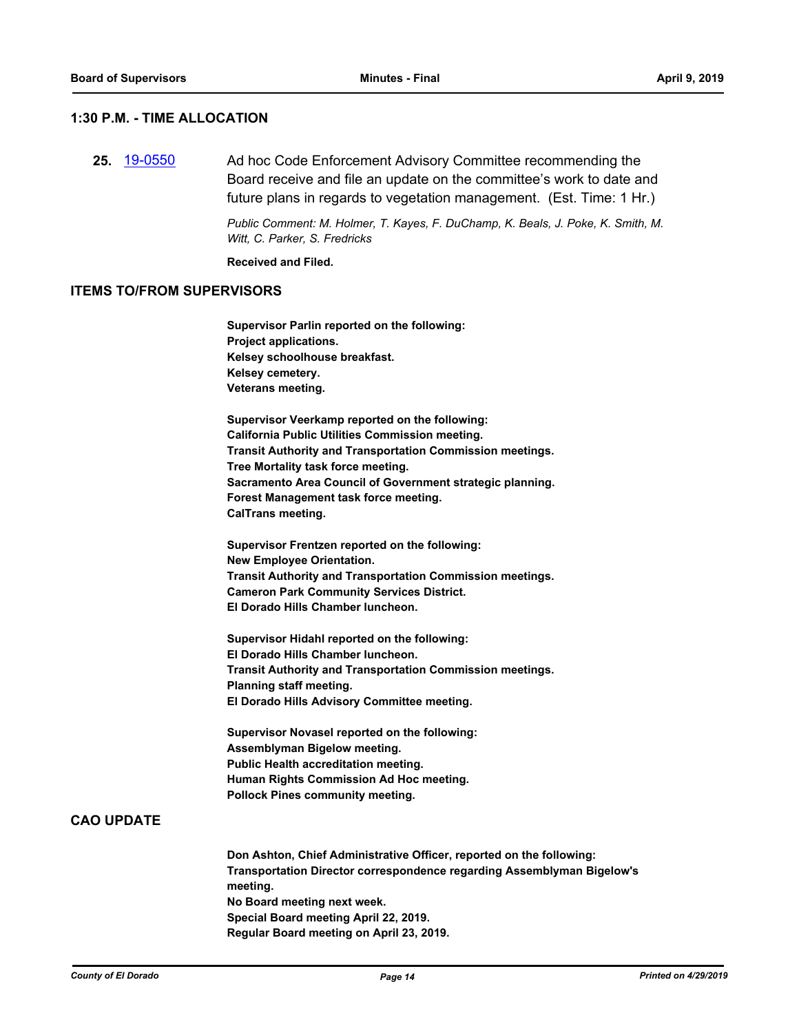## 1:30 P.M. - TIME ALLOCATION

**25.** 19-0550 Ad hoc Code Enforcement Advisory Committee recommending the Board receive and file an update on the committee's work to date and future plans in regards to vegetation management. (Est. Time: 1 Hr.)

*Public Comment: M. Holmer, T. Kayes, F. DuChamp, K. Beals, J. Poke, K. Smith, M. Witt, C. Parker, S. Fredricks*

**Received and Filed.**

## ITEMS TO/FROM SUPERVISORS

**Supervisor Parlin reported on the following:**
**Project applications.**
**Kelsey schoolhouse breakfast.**
**Kelsey cemetery.**
**Veterans meeting.**

**Supervisor Veerkamp reported on the following:**
**California Public Utilities Commission meeting.**
**Transit Authority and Transportation Commission meetings.**
**Tree Mortality task force meeting.**
**Sacramento Area Council of Government strategic planning.**
**Forest Management task force meeting.**
**CalTrans meeting.**

**Supervisor Frentzen reported on the following:**
**New Employee Orientation.**
**Transit Authority and Transportation Commission meetings.**
**Cameron Park Community Services District.**
**El Dorado Hills Chamber luncheon.**

**Supervisor Hidahl reported on the following:**
**El Dorado Hills Chamber luncheon.**
**Transit Authority and Transportation Commission meetings.**
**Planning staff meeting.**
**El Dorado Hills Advisory Committee meeting.**

**Supervisor Novasel reported on the following:**
**Assemblyman Bigelow meeting.**
**Public Health accreditation meeting.**
**Human Rights Commission Ad Hoc meeting.**
**Pollock Pines community meeting.**

## CAO UPDATE

**Don Ashton, Chief Administrative Officer, reported on the following:**
**Transportation Director correspondence regarding Assemblyman Bigelow's meeting.**
**No Board meeting next week.**
**Special Board meeting April 22, 2019.**
**Regular Board meeting on April 23, 2019.**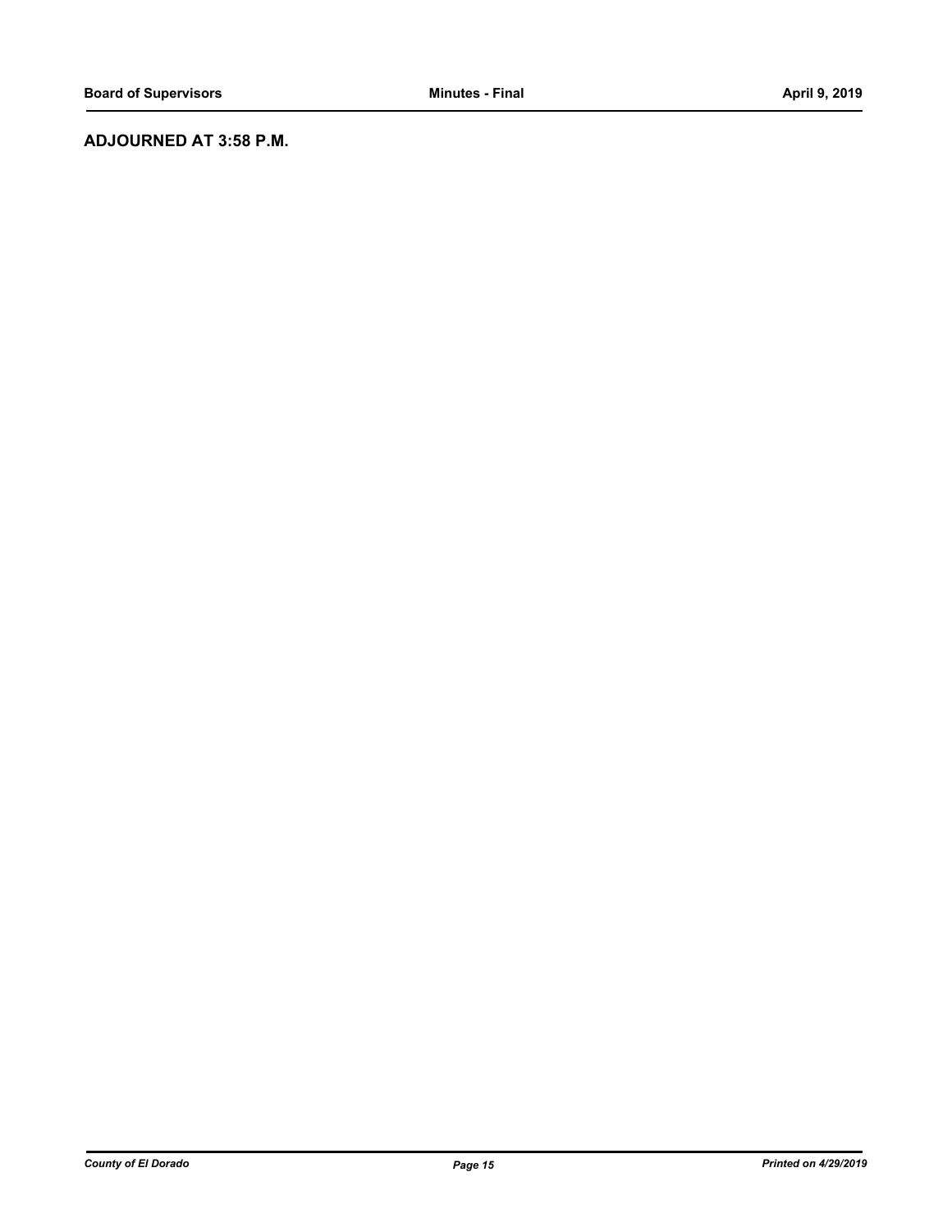## ADJOURNED AT 3:58 P.M.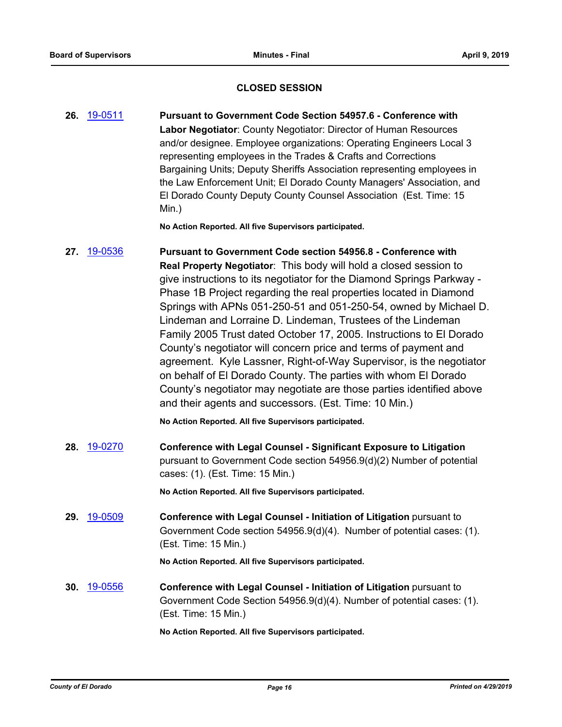## CLOSED SESSION

**26.** 19-0511 **Pursuant to Government Code Section 54957.6 - Conference with Labor Negotiator**: County Negotiator: Director of Human Resources and/or designee. Employee organizations: Operating Engineers Local 3 representing employees in the Trades & Crafts and Corrections Bargaining Units; Deputy Sheriffs Association representing employees in the Law Enforcement Unit; El Dorado County Managers' Association, and El Dorado County Deputy County Counsel Association (Est. Time: 15 Min.)

**No Action Reported. All five Supervisors participated.**

**27.** 19-0536 **Pursuant to Government Code section 54956.8 - Conference with Real Property Negotiator**: This body will hold a closed session to give instructions to its negotiator for the Diamond Springs Parkway - Phase 1B Project regarding the real properties located in Diamond Springs with APNs 051-250-51 and 051-250-54, owned by Michael D. Lindeman and Lorraine D. Lindeman, Trustees of the Lindeman Family 2005 Trust dated October 17, 2005. Instructions to El Dorado County's negotiator will concern price and terms of payment and agreement. Kyle Lassner, Right-of-Way Supervisor, is the negotiator on behalf of El Dorado County. The parties with whom El Dorado County's negotiator may negotiate are those parties identified above and their agents and successors. (Est. Time: 10 Min.)

**No Action Reported. All five Supervisors participated.**

**28.** 19-0270 **Conference with Legal Counsel - Significant Exposure to Litigation** pursuant to Government Code section 54956.9(d)(2) Number of potential cases: (1). (Est. Time: 15 Min.)

**No Action Reported. All five Supervisors participated.**

**29.** 19-0509 **Conference with Legal Counsel - Initiation of Litigation** pursuant to Government Code section 54956.9(d)(4). Number of potential cases: (1). (Est. Time: 15 Min.)

**No Action Reported. All five Supervisors participated.**

**30.** 19-0556 **Conference with Legal Counsel - Initiation of Litigation** pursuant to Government Code Section 54956.9(d)(4). Number of potential cases: (1). (Est. Time: 15 Min.)

**No Action Reported. All five Supervisors participated.**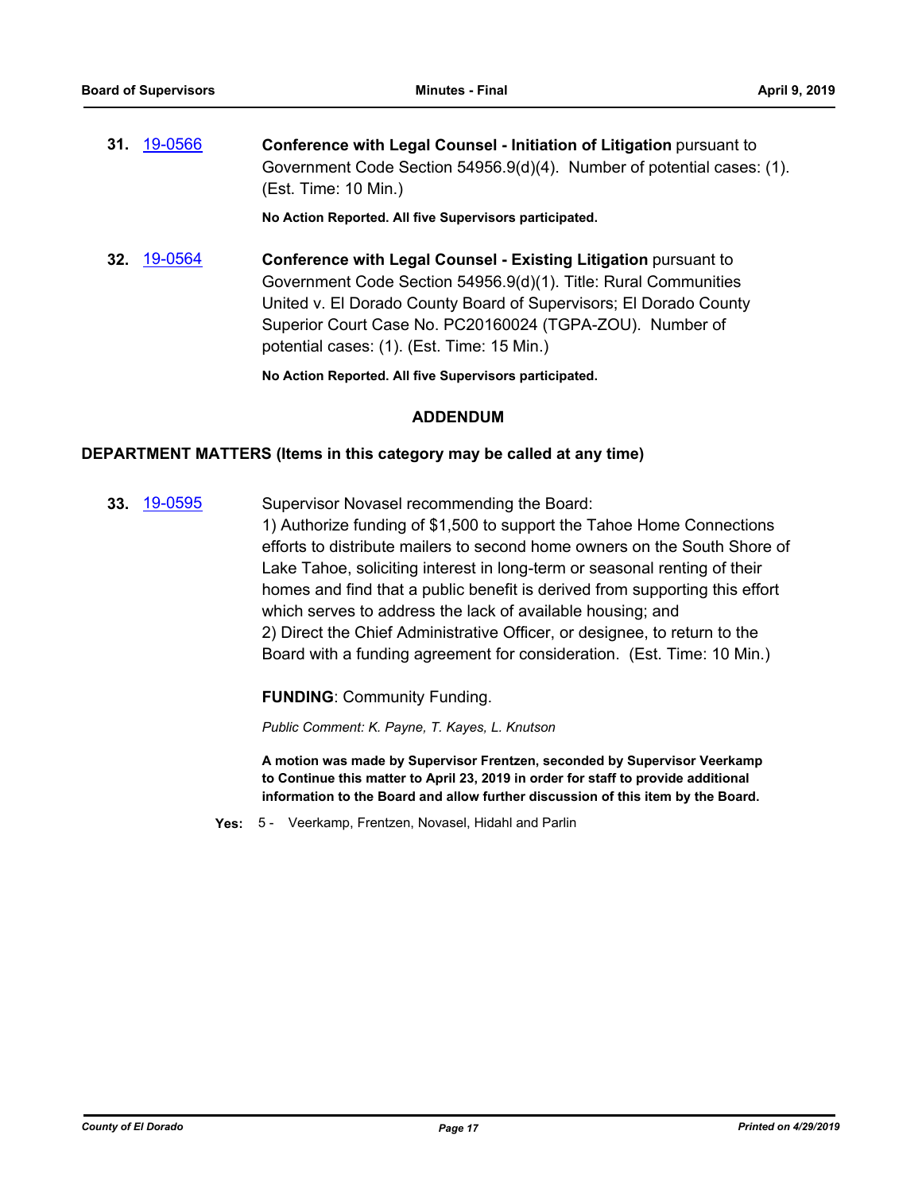**31.** 19-0566 **Conference with Legal Counsel - Initiation of Litigation** pursuant to Government Code Section 54956.9(d)(4). Number of potential cases: (1). (Est. Time: 10 Min.)

**No Action Reported. All five Supervisors participated.**

**32.** 19-0564 **Conference with Legal Counsel - Existing Litigation** pursuant to Government Code Section 54956.9(d)(1). Title: Rural Communities United v. El Dorado County Board of Supervisors; El Dorado County Superior Court Case No. PC20160024 (TGPA-ZOU). Number of potential cases: (1). (Est. Time: 15 Min.)

**No Action Reported. All five Supervisors participated.**

## ADDENDUM

### DEPARTMENT MATTERS (Items in this category may be called at any time)

**33.** 19-0595 Supervisor Novasel recommending the Board:

1) Authorize funding of $1,500 to support the Tahoe Home Connections efforts to distribute mailers to second home owners on the South Shore of Lake Tahoe, soliciting interest in long-term or seasonal renting of their homes and find that a public benefit is derived from supporting this effort which serves to address the lack of available housing; and

2) Direct the Chief Administrative Officer, or designee, to return to the Board with a funding agreement for consideration. (Est. Time: 10 Min.)

**FUNDING**: Community Funding.

*Public Comment: K. Payne, T. Kayes, L. Knutson*

**A motion was made by Supervisor Frentzen, seconded by Supervisor Veerkamp to Continue this matter to April 23, 2019 in order for staff to provide additional information to the Board and allow further discussion of this item by the Board.**

**Yes:** 5 - Veerkamp, Frentzen, Novasel, Hidahl and Parlin